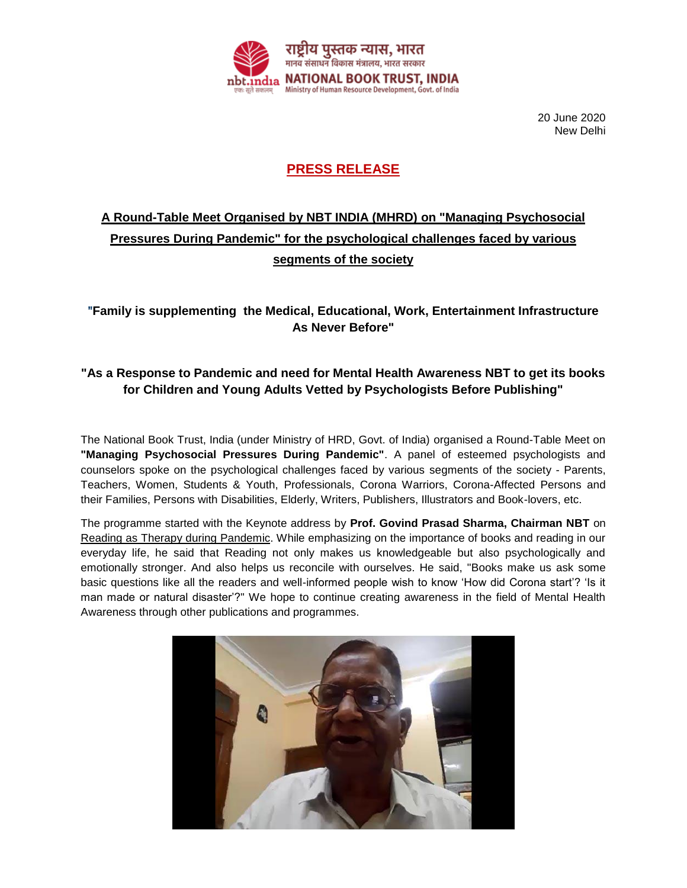राष्ट्रीय पुस्तक न्यास, भारत
मानव संसाधन विकास मंत्रालय, भारत सरकार
NATIONAL BOOK TRUST, INDIA
Ministry of Human Resource Development, Govt. of India

20 June 2020
New Delhi

## PRESS RELEASE

### A Round-Table Meet Organised by NBT INDIA (MHRD) on "Managing Psychosocial Pressures During Pandemic" for the psychological challenges faced by various segments of the society

**"Family is supplementing the Medical, Educational, Work, Entertainment Infrastructure As Never Before"**

**"As a Response to Pandemic and need for Mental Health Awareness NBT to get its books for Children and Young Adults Vetted by Psychologists Before Publishing"**

The National Book Trust, India (under Ministry of HRD, Govt. of India) organised a Round-Table Meet on **"Managing Psychosocial Pressures During Pandemic"**. A panel of esteemed psychologists and counselors spoke on the psychological challenges faced by various segments of the society - Parents, Teachers, Women, Students & Youth, Professionals, Corona Warriors, Corona-Affected Persons and their Families, Persons with Disabilities, Elderly, Writers, Publishers, Illustrators and Book-lovers, etc.

The programme started with the Keynote address by **Prof. Govind Prasad Sharma, Chairman NBT** on Reading as Therapy during Pandemic. While emphasizing on the importance of books and reading in our everyday life, he said that Reading not only makes us knowledgeable but also psychologically and emotionally stronger. And also helps us reconcile with ourselves. He said, "Books make us ask some basic questions like all the readers and well-informed people wish to know 'How did Corona start'? 'Is it man made or natural disaster'?" We hope to continue creating awareness in the field of Mental Health Awareness through other publications and programmes.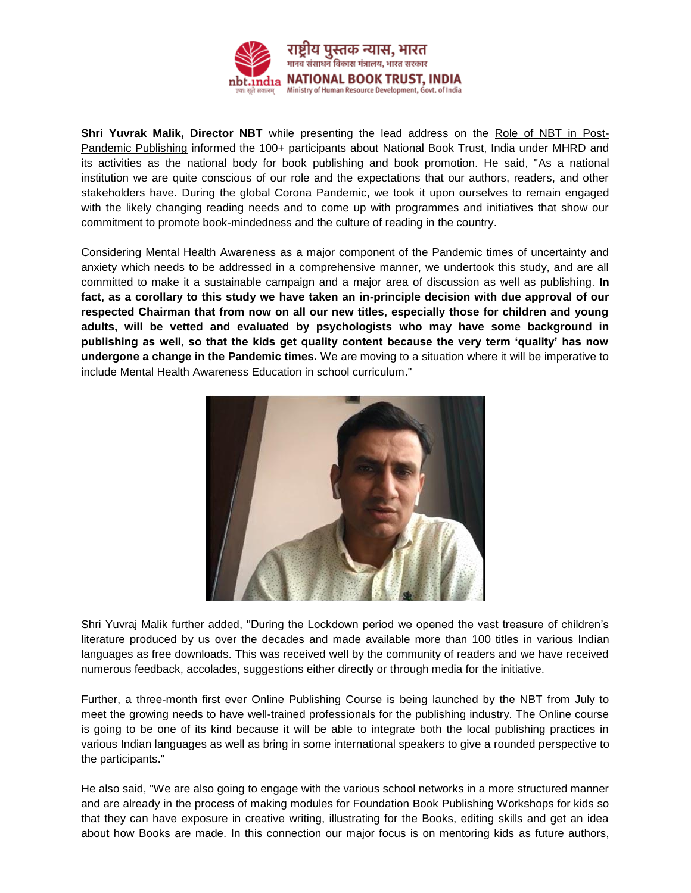**Shri Yuvrak Malik, Director NBT** while presenting the lead address on the Role of NBT in Post-Pandemic Publishing informed the 100+ participants about National Book Trust, India under MHRD and its activities as the national body for book publishing and book promotion. He said, "As a national institution we are quite conscious of our role and the expectations that our authors, readers, and other stakeholders have. During the global Corona Pandemic, we took it upon ourselves to remain engaged with the likely changing reading needs and to come up with programmes and initiatives that show our commitment to promote book-mindedness and the culture of reading in the country.

Considering Mental Health Awareness as a major component of the Pandemic times of uncertainty and anxiety which needs to be addressed in a comprehensive manner, we undertook this study, and are all committed to make it a sustainable campaign and a major area of discussion as well as publishing. **In fact, as a corollary to this study we have taken an in-principle decision with due approval of our respected Chairman that from now on all our new titles, especially those for children and young adults, will be vetted and evaluated by psychologists who may have some background in publishing as well, so that the kids get quality content because the very term 'quality' has now undergone a change in the Pandemic times.** We are moving to a situation where it will be imperative to include Mental Health Awareness Education in school curriculum."

Shri Yuvraj Malik further added, "During the Lockdown period we opened the vast treasure of children's literature produced by us over the decades and made available more than 100 titles in various Indian languages as free downloads. This was received well by the community of readers and we have received numerous feedback, accolades, suggestions either directly or through media for the initiative.

Further, a three-month first ever Online Publishing Course is being launched by the NBT from July to meet the growing needs to have well-trained professionals for the publishing industry. The Online course is going to be one of its kind because it will be able to integrate both the local publishing practices in various Indian languages as well as bring in some international speakers to give a rounded perspective to the participants."

He also said, "We are also going to engage with the various school networks in a more structured manner and are already in the process of making modules for Foundation Book Publishing Workshops for kids so that they can have exposure in creative writing, illustrating for the Books, editing skills and get an idea about how Books are made. In this connection our major focus is on mentoring kids as future authors,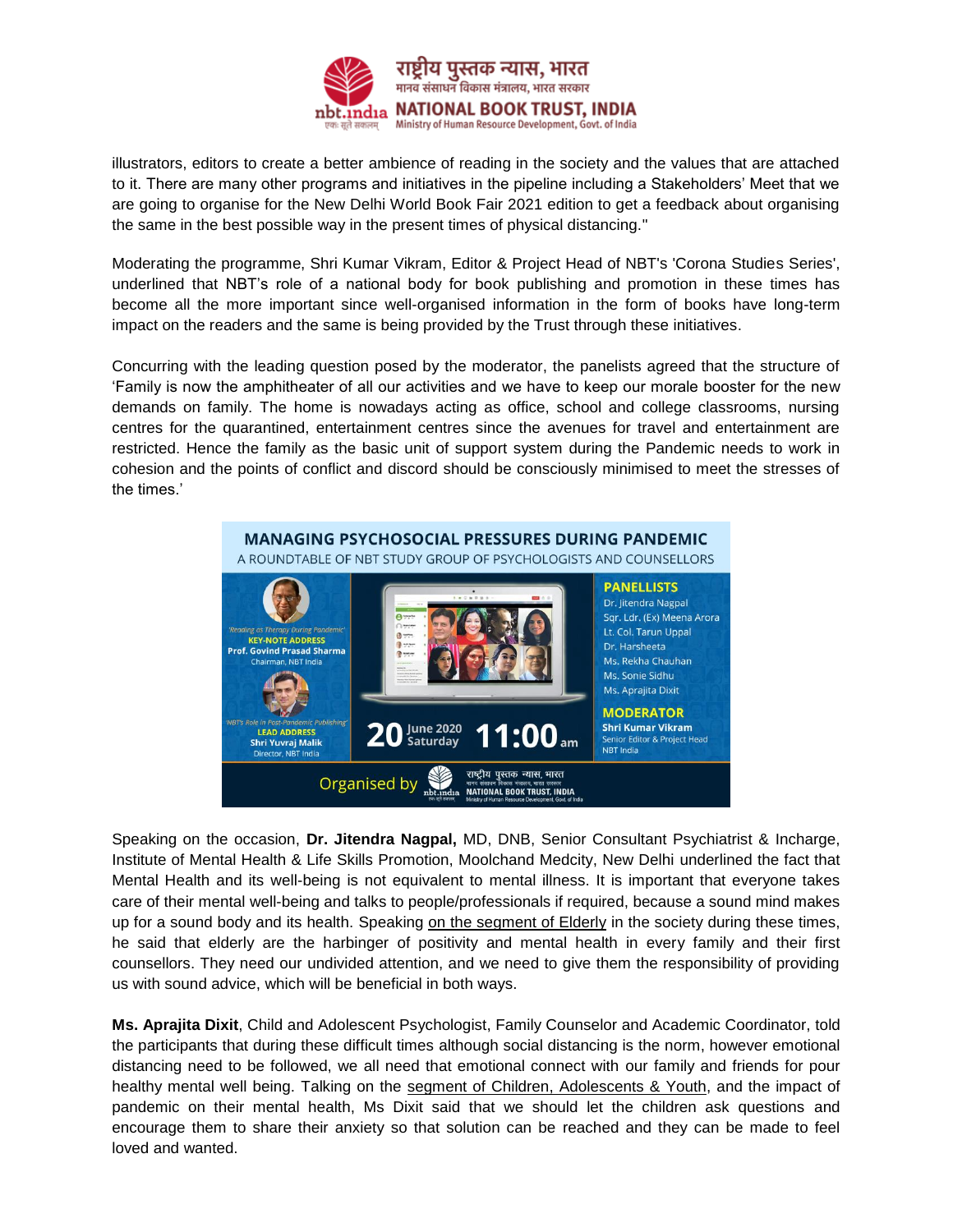illustrators, editors to create a better ambience of reading in the society and the values that are attached to it. There are many other programs and initiatives in the pipeline including a Stakeholders' Meet that we are going to organise for the New Delhi World Book Fair 2021 edition to get a feedback about organising the same in the best possible way in the present times of physical distancing."

Moderating the programme, Shri Kumar Vikram, Editor & Project Head of NBT's 'Corona Studies Series', underlined that NBT's role of a national body for book publishing and promotion in these times has become all the more important since well-organised information in the form of books have long-term impact on the readers and the same is being provided by the Trust through these initiatives.

Concurring with the leading question posed by the moderator, the panelists agreed that the structure of 'Family is now the amphitheater of all our activities and we have to keep our morale booster for the new demands on family. The home is nowadays acting as office, school and college classrooms, nursing centres for the quarantined, entertainment centres since the avenues for travel and entertainment are restricted. Hence the family as the basic unit of support system during the Pandemic needs to work in cohesion and the points of conflict and discord should be consciously minimised to meet the stresses of the times.'

**MANAGING PSYCHOSOCIAL PRESSURES DURING PANDEMIC**
A ROUNDTABLE OF NBT STUDY GROUP OF PSYCHOLOGISTS AND COUNSELLORS

'Reading as Therapy During Pandemic'
KEY-NOTE ADDRESS
Prof. Govind Prasad Sharma
Chairman, NBT India

'NBT's Role in Post-Pandemic Publishing'
LEAD ADDRESS
Shri Yuvraj Malik
Director, NBT India

20 June 2020 Saturday 11:00 am

PANELLISTS
Dr. Jitendra Nagpal
Sqr. Ldr. (Ex) Meena Arora
Lt. Col. Tarun Uppal
Dr. Harsheeta
Ms. Rekha Chauhan
Ms. Sonie Sidhu
Ms. Aprajita Dixit

MODERATOR
Shri Kumar Vikram
Senior Editor & Project Head
NBT India

Organised by National Book Trust, India

Speaking on the occasion, **Dr. Jitendra Nagpal,** MD, DNB, Senior Consultant Psychiatrist & Incharge, Institute of Mental Health & Life Skills Promotion, Moolchand Medcity, New Delhi underlined the fact that Mental Health and its well-being is not equivalent to mental illness. It is important that everyone takes care of their mental well-being and talks to people/professionals if required, because a sound mind makes up for a sound body and its health. Speaking on the segment of Elderly in the society during these times, he said that elderly are the harbinger of positivity and mental health in every family and their first counsellors. They need our undivided attention, and we need to give them the responsibility of providing us with sound advice, which will be beneficial in both ways.

**Ms. Aprajita Dixit**, Child and Adolescent Psychologist, Family Counselor and Academic Coordinator, told the participants that during these difficult times although social distancing is the norm, however emotional distancing need to be followed, we all need that emotional connect with our family and friends for pour healthy mental well being. Talking on the segment of Children, Adolescents & Youth, and the impact of pandemic on their mental health, Ms Dixit said that we should let the children ask questions and encourage them to share their anxiety so that solution can be reached and they can be made to feel loved and wanted.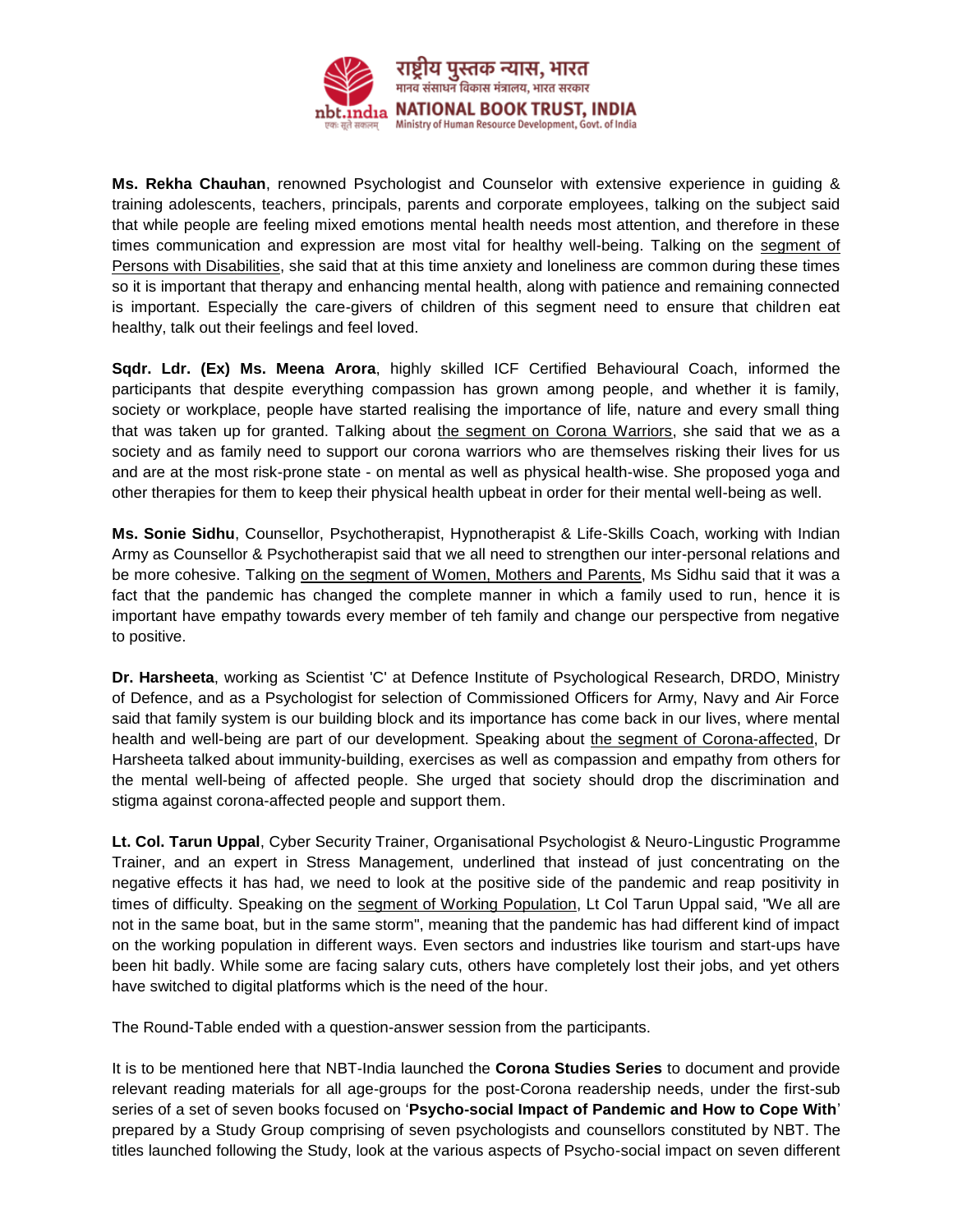**Ms. Rekha Chauhan**, renowned Psychologist and Counselor with extensive experience in guiding & training adolescents, teachers, principals, parents and corporate employees, talking on the subject said that while people are feeling mixed emotions mental health needs most attention, and therefore in these times communication and expression are most vital for healthy well-being. Talking on the segment of Persons with Disabilities, she said that at this time anxiety and loneliness are common during these times so it is important that therapy and enhancing mental health, along with patience and remaining connected is important. Especially the care-givers of children of this segment need to ensure that children eat healthy, talk out their feelings and feel loved.

**Sqdr. Ldr. (Ex) Ms. Meena Arora**, highly skilled ICF Certified Behavioural Coach, informed the participants that despite everything compassion has grown among people, and whether it is family, society or workplace, people have started realising the importance of life, nature and every small thing that was taken up for granted. Talking about the segment on Corona Warriors, she said that we as a society and as family need to support our corona warriors who are themselves risking their lives for us and are at the most risk-prone state - on mental as well as physical health-wise. She proposed yoga and other therapies for them to keep their physical health upbeat in order for their mental well-being as well.

**Ms. Sonie Sidhu**, Counsellor, Psychotherapist, Hypnotherapist & Life-Skills Coach, working with Indian Army as Counsellor & Psychotherapist said that we all need to strengthen our inter-personal relations and be more cohesive. Talking on the segment of Women, Mothers and Parents, Ms Sidhu said that it was a fact that the pandemic has changed the complete manner in which a family used to run, hence it is important have empathy towards every member of teh family and change our perspective from negative to positive.

**Dr. Harsheeta**, working as Scientist 'C' at Defence Institute of Psychological Research, DRDO, Ministry of Defence, and as a Psychologist for selection of Commissioned Officers for Army, Navy and Air Force said that family system is our building block and its importance has come back in our lives, where mental health and well-being are part of our development. Speaking about the segment of Corona-affected, Dr Harsheeta talked about immunity-building, exercises as well as compassion and empathy from others for the mental well-being of affected people. She urged that society should drop the discrimination and stigma against corona-affected people and support them.

**Lt. Col. Tarun Uppal**, Cyber Security Trainer, Organisational Psychologist & Neuro-Lingustic Programme Trainer, and an expert in Stress Management, underlined that instead of just concentrating on the negative effects it has had, we need to look at the positive side of the pandemic and reap positivity in times of difficulty. Speaking on the segment of Working Population, Lt Col Tarun Uppal said, "We all are not in the same boat, but in the same storm", meaning that the pandemic has had different kind of impact on the working population in different ways. Even sectors and industries like tourism and start-ups have been hit badly. While some are facing salary cuts, others have completely lost their jobs, and yet others have switched to digital platforms which is the need of the hour.

The Round-Table ended with a question-answer session from the participants.

It is to be mentioned here that NBT-India launched the **Corona Studies Series** to document and provide relevant reading materials for all age-groups for the post-Corona readership needs, under the first-sub series of a set of seven books focused on '**Psycho-social Impact of Pandemic and How to Cope With**' prepared by a Study Group comprising of seven psychologists and counsellors constituted by NBT. The titles launched following the Study, look at the various aspects of Psycho-social impact on seven different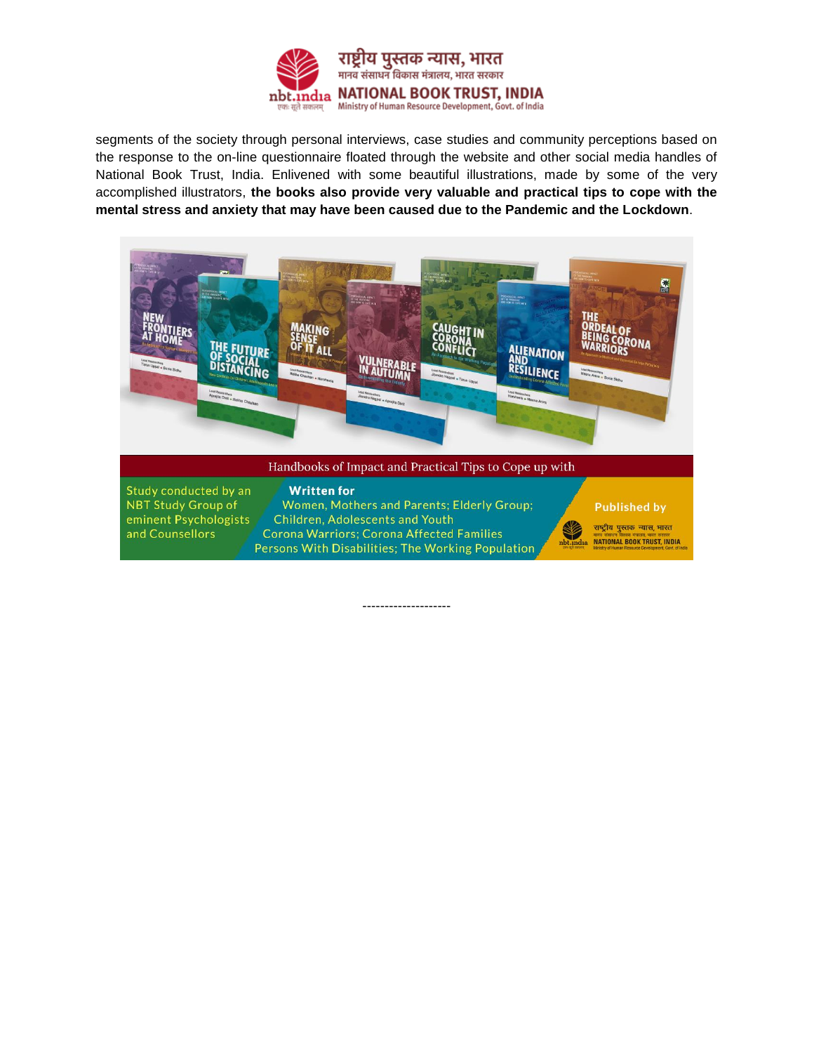segments of the society through personal interviews, case studies and community perceptions based on the response to the on-line questionnaire floated through the website and other social media handles of National Book Trust, India. Enlivened with some beautiful illustrations, made by some of the very accomplished illustrators, **the books also provide very valuable and practical tips to cope with the mental stress and anxiety that may have been caused due to the Pandemic and the Lockdown**.

Handbooks of Impact and Practical Tips to Cope up with

Study conducted by an NBT Study Group of eminent Psychologists and Counsellors

**Written for**
Women, Mothers and Parents; Elderly Group; Children, Adolescents and Youth
Corona Warriors; Corona Affected Families
Persons With Disabilities; The Working Population

**Published by**
राष्ट्रीय पुस्तक न्यास, भारत
NATIONAL BOOK TRUST, INDIA

--------------------